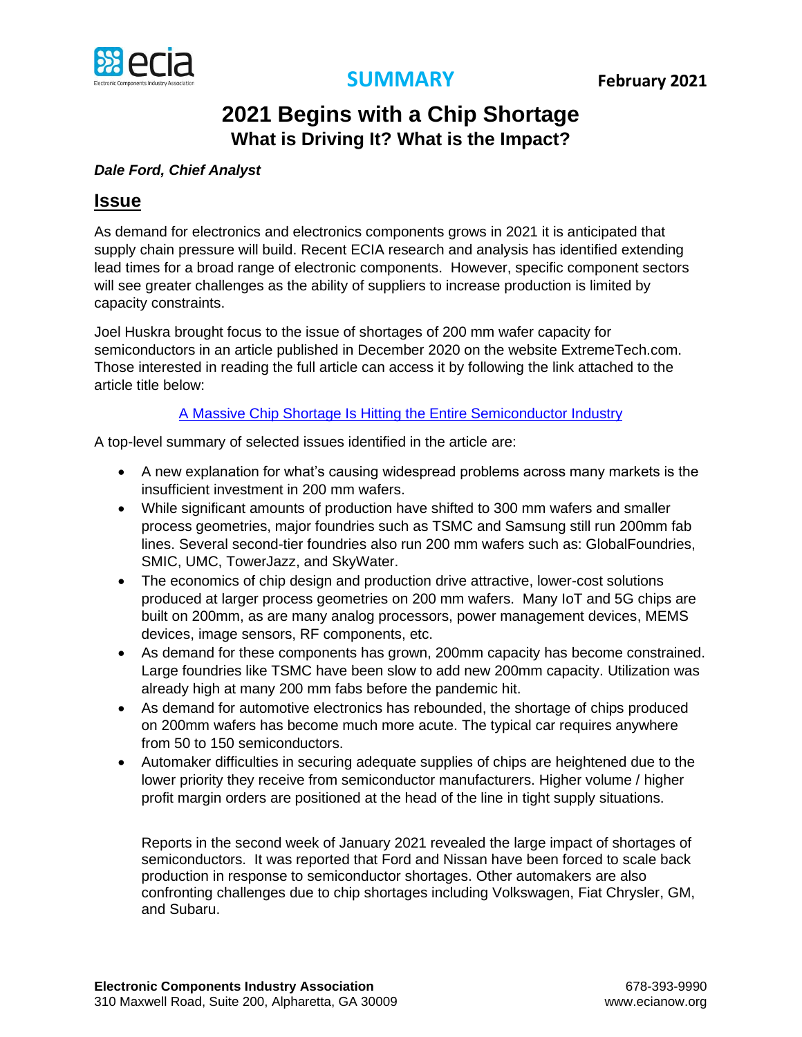SUMMARY

February 2021

# 2021 Begins with a Chip Shortage

## What is Driving It? What is the Impact?

***Dale Ford, Chief Analyst***

## Issue

As demand for electronics and electronics components grows in 2021 it is anticipated that supply chain pressure will build. Recent ECIA research and analysis has identified extending lead times for a broad range of electronic components. However, specific component sectors will see greater challenges as the ability of suppliers to increase production is limited by capacity constraints.

Joel Huskra brought focus to the issue of shortages of 200 mm wafer capacity for semiconductors in an article published in December 2020 on the website ExtremeTech.com. Those interested in reading the full article can access it by following the link attached to the article title below:

A Massive Chip Shortage Is Hitting the Entire Semiconductor Industry

A top-level summary of selected issues identified in the article are:

- A new explanation for what's causing widespread problems across many markets is the insufficient investment in 200 mm wafers.
- While significant amounts of production have shifted to 300 mm wafers and smaller process geometries, major foundries such as TSMC and Samsung still run 200mm fab lines. Several second-tier foundries also run 200 mm wafers such as: GlobalFoundries, SMIC, UMC, TowerJazz, and SkyWater.
- The economics of chip design and production drive attractive, lower-cost solutions produced at larger process geometries on 200 mm wafers. Many IoT and 5G chips are built on 200mm, as are many analog processors, power management devices, MEMS devices, image sensors, RF components, etc.
- As demand for these components has grown, 200mm capacity has become constrained. Large foundries like TSMC have been slow to add new 200mm capacity. Utilization was already high at many 200 mm fabs before the pandemic hit.
- As demand for automotive electronics has rebounded, the shortage of chips produced on 200mm wafers has become much more acute. The typical car requires anywhere from 50 to 150 semiconductors.
- Automaker difficulties in securing adequate supplies of chips are heightened due to the lower priority they receive from semiconductor manufacturers. Higher volume / higher profit margin orders are positioned at the head of the line in tight supply situations.

Reports in the second week of January 2021 revealed the large impact of shortages of semiconductors. It was reported that Ford and Nissan have been forced to scale back production in response to semiconductor shortages. Other automakers are also confronting challenges due to chip shortages including Volkswagen, Fiat Chrysler, GM, and Subaru.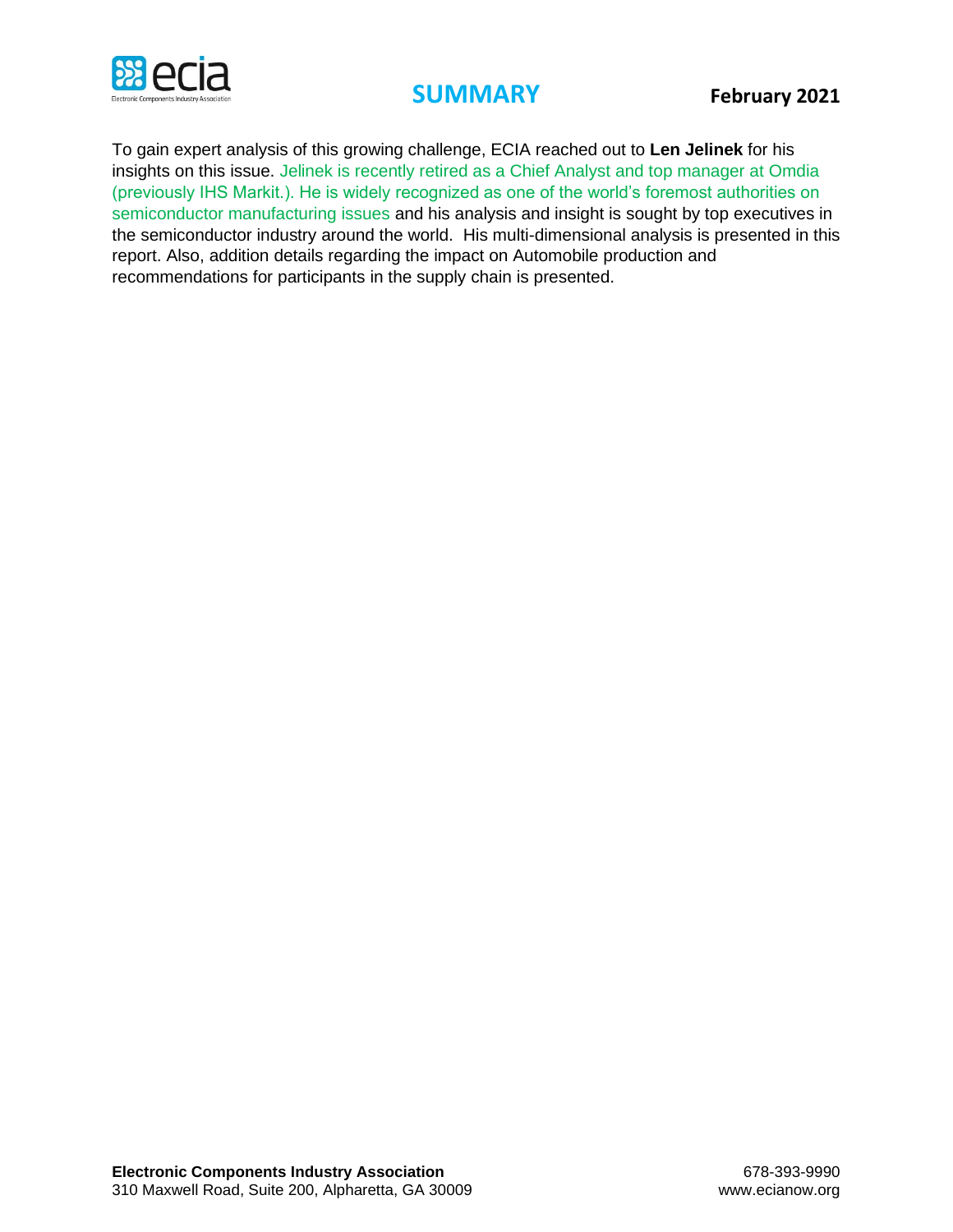To gain expert analysis of this growing challenge, ECIA reached out to **Len Jelinek** for his insights on this issue. Jelinek is recently retired as a Chief Analyst and top manager at Omdia (previously IHS Markit.). He is widely recognized as one of the world's foremost authorities on semiconductor manufacturing issues and his analysis and insight is sought by top executives in the semiconductor industry around the world. His multi-dimensional analysis is presented in this report. Also, addition details regarding the impact on Automobile production and recommendations for participants in the supply chain is presented.